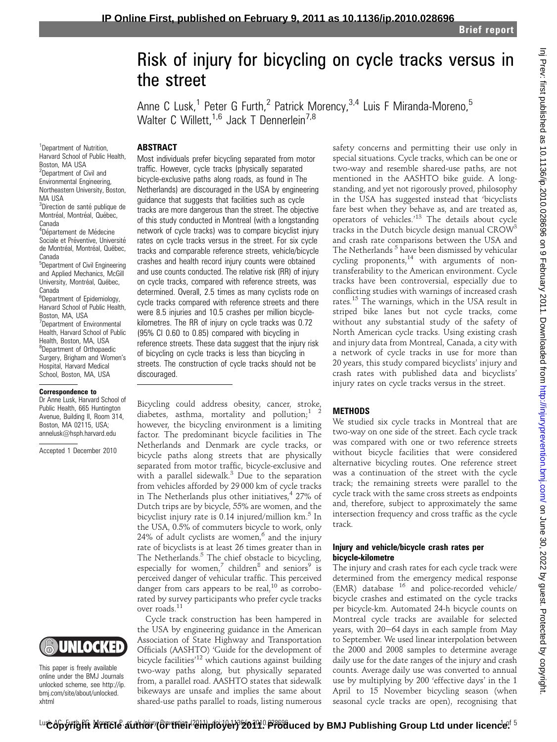Brief report

# Risk of injury for bicycling on cycle tracks versus in the street

Anne C Lusk,[1] Peter G Furth,[2] Patrick Morency,[3,4] Luis F Miranda-Moreno,[5] Walter C Willett,[1,6] Jack T Dennerlein[7,8]

[1]Department of Nutrition, Harvard School of Public Health, Boston, MA USA
[2]Department of Civil and Environmental Engineering, Northeastern University, Boston, MA USA
[3]Direction de santé publique de Montréal, Montréal, Québec, Canada
[4]Département de Médecine Sociale et Préventive, Université de Montréal, Montréal, Québec, Canada
[5]Department of Civil Engineering and Applied Mechanics, McGill University, Montréal, Québec, Canada
[6]Department of Epidemiology, Harvard School of Public Health, Boston, MA, USA
[7]Department of Environmental Health, Harvard School of Public Health, Boston, MA, USA
[8]Department of Orthopaedic Surgery, Brigham and Women's Hospital, Harvard Medical School, Boston, MA, USA

**Correspondence to**
Dr Anne Lusk, Harvard School of Public Health, 665 Huntington Avenue, Building II, Room 314, Boston, MA 02115, USA; annelusk@hsph.harvard.edu

Accepted 1 December 2010

This paper is freely available online under the BMJ Journals unlocked scheme, see http://ip.bmj.com/site/about/unlocked.xhtml

## ABSTRACT

Most individuals prefer bicycling separated from motor traffic. However, cycle tracks (physically separated bicycle-exclusive paths along roads, as found in The Netherlands) are discouraged in the USA by engineering guidance that suggests that facilities such as cycle tracks are more dangerous than the street. The objective of this study conducted in Montreal (with a longstanding network of cycle tracks) was to compare bicyclist injury rates on cycle tracks versus in the street. For six cycle tracks and comparable reference streets, vehicle/bicycle crashes and health record injury counts were obtained and use counts conducted. The relative risk (RR) of injury on cycle tracks, compared with reference streets, was determined. Overall, 2.5 times as many cyclists rode on cycle tracks compared with reference streets and there were 8.5 injuries and 10.5 crashes per million bicycle-kilometres. The RR of injury on cycle tracks was 0.72 (95% CI 0.60 to 0.85) compared with bicycling in reference streets. These data suggest that the injury risk of bicycling on cycle tracks is less than bicycling in streets. The construction of cycle tracks should not be discouraged.

Bicycling could address obesity, cancer, stroke, diabetes, asthma, mortality and pollution;[1 2] however, the bicycling environment is a limiting factor. The predominant bicycle facilities in The Netherlands and Denmark are cycle tracks, or bicycle paths along streets that are physically separated from motor traffic, bicycle-exclusive and with a parallel sidewalk.[3] Due to the separation from vehicles afforded by 29 000 km of cycle tracks in The Netherlands plus other initiatives,[4] 27% of Dutch trips are by bicycle, 55% are women, and the bicyclist injury rate is 0.14 injured/million km.[5] In the USA, 0.5% of commuters bicycle to work, only 24% of adult cyclists are women,[6] and the injury rate of bicyclists is at least 26 times greater than in The Netherlands.[5] The chief obstacle to bicycling, especially for women,[7] children[8] and seniors[9] is perceived danger of vehicular traffic. This perceived danger from cars appears to be real,[10] as corroborated by survey participants who prefer cycle tracks over roads.[11]

Cycle track construction has been hampered in the USA by engineering guidance in the American Association of State Highway and Transportation Officials (AASHTO) 'Guide for the development of bicycle facilities'[12] which cautions against building two-way paths along, but physically separated from, a parallel road. AASHTO states that sidewalk bikeways are unsafe and implies the same about shared-use paths parallel to roads, listing numerous safety concerns and permitting their use only in special situations. Cycle tracks, which can be one or two-way and resemble shared-use paths, are not mentioned in the AASHTO bike guide. A longstanding, and yet not rigorously proved, philosophy in the USA has suggested instead that 'bicyclists fare best when they behave as, and are treated as, operators of vehicles.'[13] The details about cycle tracks in the Dutch bicycle design manual CROW[3] and crash rate comparisons between the USA and The Netherlands [5] have been dismissed by vehicular cycling proponents,[14] with arguments of non-transferability to the American environment. Cycle tracks have been controversial, especially due to conflicting studies with warnings of increased crash rates.[15] The warnings, which in the USA result in striped bike lanes but not cycle tracks, come without any substantial study of the safety of North American cycle tracks. Using existing crash and injury data from Montreal, Canada, a city with a network of cycle tracks in use for more than 20 years, this study compared bicyclists' injury and crash rates with published data and bicyclists' injury rates on cycle tracks versus in the street.

## METHODS

We studied six cycle tracks in Montreal that are two-way on one side of the street. Each cycle track was compared with one or two reference streets without bicycle facilities that were considered alternative bicycling routes. One reference street was a continuation of the street with the cycle track; the remaining streets were parallel to the cycle track with the same cross streets as endpoints and, therefore, subject to approximately the same intersection frequency and cross traffic as the cycle track.

### Injury and vehicle/bicycle crash rates per bicycle-kilometre

The injury and crash rates for each cycle track were determined from the emergency medical response (EMR) database [16] and police-recorded vehicle/bicycle crashes and estimated on the cycle tracks per bicycle-km. Automated 24-h bicycle counts on Montreal cycle tracks are available for selected years, with 20−64 days in each sample from May to September. We used linear interpolation between the 2000 and 2008 samples to determine average daily use for the date ranges of the injury and crash counts. Average daily use was converted to annual use by multiplying by 200 'effective days' in the 1 April to 15 November bicycling season (when seasonal cycle tracks are open), recognising that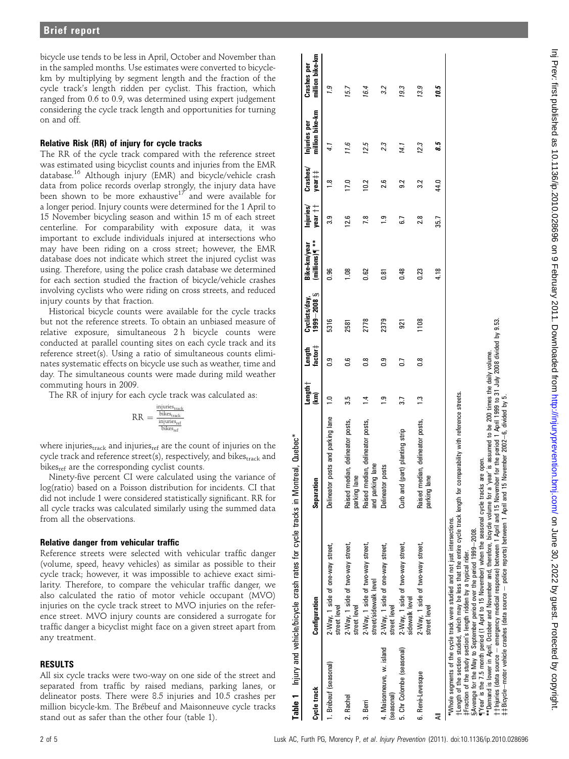bicycle use tends to be less in April, October and November than in the sampled months. Use estimates were converted to bicycle-km by multiplying by segment length and the fraction of the cycle track's length ridden per cyclist. This fraction, which ranged from 0.6 to 0.9, was determined using expert judgement considering the cycle track length and opportunities for turning on and off.

### Relative Risk (RR) of injury for cycle tracks

The RR of the cycle track compared with the reference street was estimated using bicyclist counts and injuries from the EMR database.[16] Although injury (EMR) and bicycle/vehicle crash data from police records overlap strongly, the injury data have been shown to be more exhaustive[17] and were available for a longer period. Injury counts were determined for the 1 April to 15 November bicycling season and within 15 m of each street centerline. For comparability with exposure data, it was important to exclude individuals injured at intersections who may have been riding on a cross street; however, the EMR database does not indicate which street the injured cyclist was using. Therefore, using the police crash database we determined for each section studied the fraction of bicycle/vehicle crashes involving cyclists who were riding on cross streets, and reduced injury counts by that fraction.

Historical bicycle counts were available for the cycle tracks but not the reference streets. To obtain an unbiased measure of relative exposure, simultaneous 2 h bicycle counts were conducted at parallel counting sites on each cycle track and its reference street(s). Using a ratio of simultaneous counts eliminates systematic effects on bicycle use such as weather, time and day. The simultaneous counts were made during mild weather commuting hours in 2009.

The RR of injury for each cycle track was calculated as:

$$\mathrm{RR} = \frac{\frac{\text{injuries}_{\text{track}}}{\text{bikes}_{\text{track}}}}{\frac{\text{injuries}_{\text{ref}}}{\text{bikes}_{\text{ref}}}}$$

where $\text{injuries}_{\text{track}}$ and $\text{injuries}_{\text{ref}}$ are the count of injuries on the cycle track and reference street(s), respectively, and $\text{bikes}_{\text{track}}$ and $\text{bikes}_{\text{ref}}$ are the corresponding cyclist counts.

Ninety-five percent CI were calculated using the variance of log(ratio) based on a Poisson distribution for incidents. CI that did not include 1 were considered statistically significant. RR for all cycle tracks was calculated similarly using the summed data from all the observations.

### Relative danger from vehicular traffic

Reference streets were selected with vehicular traffic danger (volume, speed, heavy vehicles) as similar as possible to their cycle track; however, it was impossible to achieve exact similarity. Therefore, to compare the vehicular traffic danger, we also calculated the ratio of motor vehicle occupant (MVO) injuries on the cycle track street to MVO injuries on the reference street. MVO injury counts are considered a surrogate for traffic danger a bicyclist might face on a given street apart from any treatment.

## RESULTS

All six cycle tracks were two-way on one side of the street and separated from traffic by raised medians, parking lanes, or delineator posts. There were 8.5 injuries and 10.5 crashes per million bicycle-km. The Brébeuf and Maisonneuve cycle tracks stand out as safer than the other four (table 1).

**Table 1** Injury and vehicle/bicycle crash rates for cycle tracks in Montreal, Quebec*

| Cycle track | Configuration | Separation | Length† (km) | Length factor‡ | Cyclists/day, 1999–2008 § | Bike-km/year (millions)¶ ** | Injuries/ year †† | Crashes/ year‡‡ | Injuries per million bike-km | Crashes per million bike-km |
|---|---|---|---|---|---|---|---|---|---|---|
| 1. Brébeuf (seasonal) | 2-Way, 1 side of one-way street, street level | Delineator posts and parking lane | 1.0 | 0.9 | 5316 | 0.96 | 3.9 | 1.8 | *4.1* | *1.9* |
| 2. Rachel | 2-Way, 1 side of two-way street, street level | Raised median, delineator posts, parking lane | 3.5 | 0.6 | 2581 | 1.08 | 12.6 | 17.0 | *11.6* | *15.7* |
| 3. Berri | 2-Way, 1 side of two-way street, street/sidewalk level | Raised median, delineator posts, and parking lane | 1.4 | 0.8 | 2778 | 0.62 | 7.8 | 10.2 | *12.5* | *16.4* |
| 4. Maisonneuve, w. island (seasonal) | 2-Way, 1 side of one-way street, street level | Delineator posts | 1.9 | 0.9 | 2379 | 0.81 | 1.9 | 2.6 | *2.3* | *3.2* |
| 5. Chr Colombe (seasonal) | 2-Way, 1 side of two-way street, sidewalk level | Curb and (part) planting strip | 3.7 | 0.7 | 921 | 0.48 | 6.7 | 9.2 | *14.1* | *19.3* |
| 6. René-Levesque | 2-Way, 1 side of two-way street, street level | Raised median, delineator posts, parking lane | 1.3 | 0.8 | 1108 | 0.23 | 2.8 | 3.2 | *12.3* | *13.9* |
| All | | | | | | 4.18 | 35.7 | 44.0 | ***8.5*** | ***10.5*** |

*Whole segments of the cycle track were studied and not just intersections.
†Length of the section studied, which may be less that the entire cycle track length for comparability with reference streets.
‡Fraction of the study section's length ridden by a typical rider.
§Average for the May to September period over the period 1999–2008.
¶'Year' is the 7.5 month period (1 April to 15 November) when the seasonal cycle tracks are open.
**Demand is lower in April, October and November and, therefore, bicycle volume for a 'year' is assumed to be 200 times the daily volume.
††Injuries (data source – emergency medical response) between 1 April and 15 November for the period 1 April 1999 to 31 July 2008 divided by 9.53.
‡‡Bicycle–motor vehicle crashes (data source – police reports) between 1 April and 15 November 2002–6, divided by 5.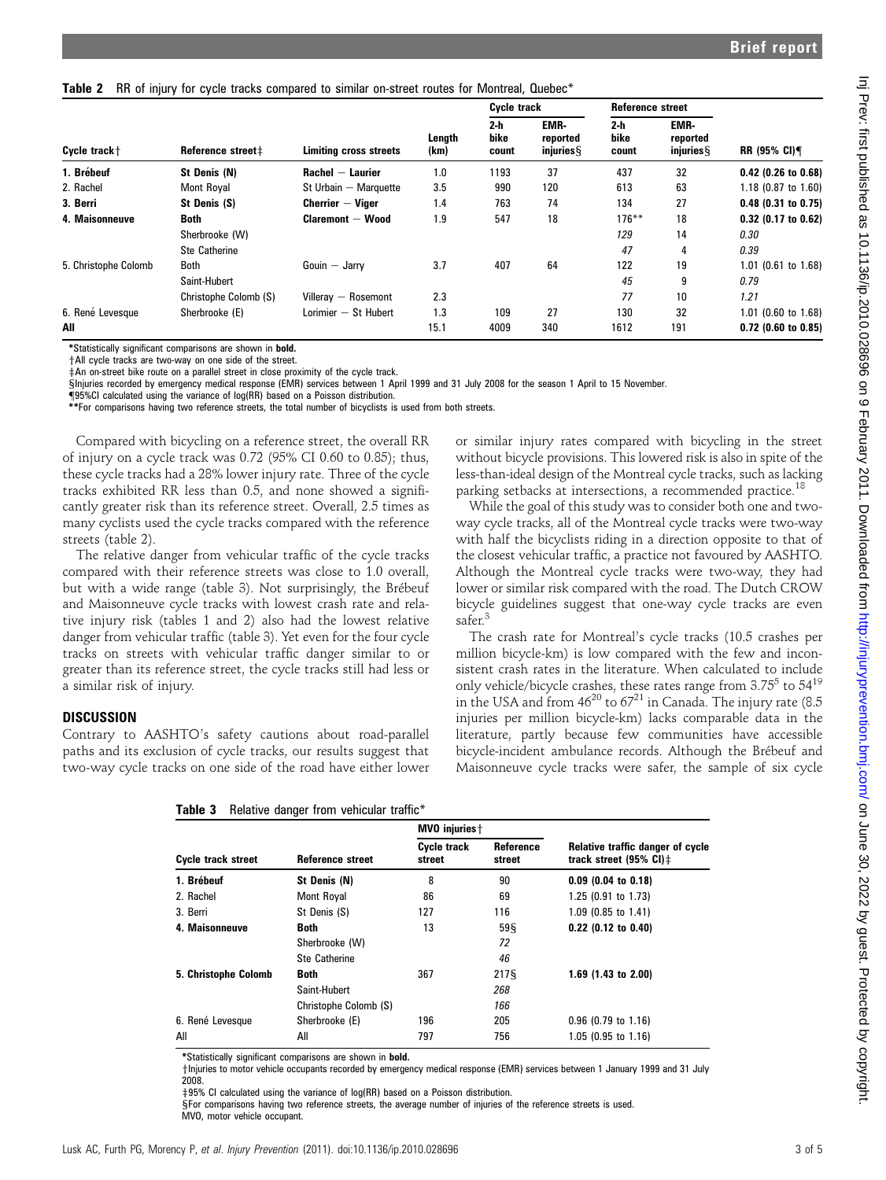**Table 2** RR of injury for cycle tracks compared to similar on-street routes for Montreal, Quebec*

| | | | | Cycle track | | Reference street | | |
|---|---|---|---|---|---|---|---|---|
| Cycle track† | Reference street‡ | Limiting cross streets | Length (km) | 2-h bike count | EMR-reported injuries§ | 2-h bike count | EMR-reported injuries§ | RR (95% CI)¶ |
| **1. Brébeuf** | **St Denis (N)** | **Rachel − Laurier** | **1.0** | **1193** | **37** | **437** | **32** | **0.42 (0.26 to 0.68)** |
| 2. Rachel | Mont Royal | St Urbain − Marquette | 3.5 | 990 | 120 | 613 | 63 | 1.18 (0.87 to 1.60) |
| **3. Berri** | **St Denis (S)** | **Cherrier − Viger** | **1.4** | **763** | **74** | **134** | **27** | **0.48 (0.31 to 0.75)** |
| **4. Maisonneuve** | **Both** | **Claremont − Wood** | **1.9** | **547** | **18** | **176**** | **18** | **0.32 (0.17 to 0.62)** |
| | Sherbrooke (W) | | | | | *129* | 14 | *0.30* |
| | Ste Catherine | | | | | *47* | 4 | *0.39* |
| 5. Christophe Colomb | Both | Gouin − Jarry | 3.7 | 407 | 64 | 122 | 19 | 1.01 (0.61 to 1.68) |
| | Saint-Hubert | | | | | *45* | 9 | *0.79* |
| | Christophe Colomb (S) | Villeray − Rosemont | 2.3 | | | *77* | 10 | *1.21* |
| 6. René Levesque | Sherbrooke (E) | Lorimier − St Hubert | 1.3 | 109 | 27 | 130 | 32 | 1.01 (0.60 to 1.68) |
| **All** | | | 15.1 | 4009 | 340 | 1612 | 191 | **0.72 (0.60 to 0.85)** |

*Statistically significant comparisons are shown in **bold**.
†All cycle tracks are two-way on one side of the street.
‡An on-street bike route on a parallel street in close proximity of the cycle track.
§Injuries recorded by emergency medical response (EMR) services between 1 April 1999 and 31 July 2008 for the season 1 April to 15 November.
¶95%CI calculated using the variance of log(RR) based on a Poisson distribution.
**For comparisons having two reference streets, the total number of bicyclists is used from both streets.

Compared with bicycling on a reference street, the overall RR of injury on a cycle track was 0.72 (95% CI 0.60 to 0.85); thus, these cycle tracks had a 28% lower injury rate. Three of the cycle tracks exhibited RR less than 0.5, and none showed a significantly greater risk than its reference street. Overall, 2.5 times as many cyclists used the cycle tracks compared with the reference streets (table 2).

The relative danger from vehicular traffic of the cycle tracks compared with their reference streets was close to 1.0 overall, but with a wide range (table 3). Not surprisingly, the Brébeuf and Maisonneuve cycle tracks with lowest crash rate and relative injury risk (tables 1 and 2) also had the lowest relative danger from vehicular traffic (table 3). Yet even for the four cycle tracks on streets with vehicular traffic danger similar to or greater than its reference street, the cycle tracks still had less or a similar risk of injury.

## DISCUSSION

Contrary to AASHTO's safety cautions about road-parallel paths and its exclusion of cycle tracks, our results suggest that two-way cycle tracks on one side of the road have either lower or similar injury rates compared with bicycling in the street without bicycle provisions. This lowered risk is also in spite of the less-than-ideal design of the Montreal cycle tracks, such as lacking parking setbacks at intersections, a recommended practice.[18]

While the goal of this study was to consider both one and two-way cycle tracks, all of the Montreal cycle tracks were two-way with half the bicyclists riding in a direction opposite to that of the closest vehicular traffic, a practice not favoured by AASHTO. Although the Montreal cycle tracks were two-way, they had lower or similar risk compared with the road. The Dutch CROW bicycle guidelines suggest that one-way cycle tracks are even safer.[3]

The crash rate for Montreal's cycle tracks (10.5 crashes per million bicycle-km) is low compared with the few and inconsistent crash rates in the literature. When calculated to include only vehicle/bicycle crashes, these rates range from 3.75[5] to 54[19] in the USA and from 46[20] to 67[21] in Canada. The injury rate (8.5 injuries per million bicycle-km) lacks comparable data in the literature, partly because few communities have accessible bicycle-incident ambulance records. Although the Brébeuf and Maisonneuve cycle tracks were safer, the sample of six cycle

**Table 3** Relative danger from vehicular traffic*

| | | MVO injuries† | | |
|---|---|---|---|---|
| Cycle track street | Reference street | Cycle track street | Reference street | Relative traffic danger of cycle track street (95% CI)‡ |
| **1. Brébeuf** | **St Denis (N)** | 8 | 90 | **0.09 (0.04 to 0.18)** |
| 2. Rachel | Mont Royal | 86 | 69 | 1.25 (0.91 to 1.73) |
| 3. Berri | St Denis (S) | 127 | 116 | 1.09 (0.85 to 1.41) |
| **4. Maisonneuve** | **Both** | 13 | 59§ | **0.22 (0.12 to 0.40)** |
| | Sherbrooke (W) | | *72* | |
| | Ste Catherine | | *46* | |
| **5. Christophe Colomb** | **Both** | 367 | 217§ | **1.69 (1.43 to 2.00)** |
| | Saint-Hubert | | *268* | |
| | Christophe Colomb (S) | | *166* | |
| 6. René Levesque | Sherbrooke (E) | 196 | 205 | 0.96 (0.79 to 1.16) |
| All | All | 797 | 756 | 1.05 (0.95 to 1.16) |

*Statistically significant comparisons are shown in **bold**.
†Injuries to motor vehicle occupants recorded by emergency medical response (EMR) services between 1 January 1999 and 31 July 2008.
‡95% CI calculated using the variance of log(RR) based on a Poisson distribution.
§For comparisons having two reference streets, the average number of injuries of the reference streets is used.
MVO, motor vehicle occupant.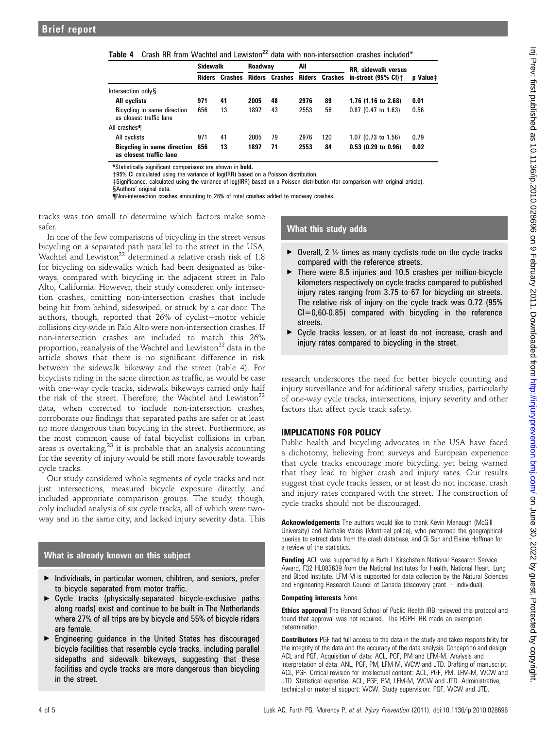**Table 4** Crash RR from Wachtel and Lewiston[22] data with non-intersection crashes included*

| | Sidewalk | | Roadway | | All | | RR, sidewalk versus in-street (95% CI)† | p Value‡ |
|---|---|---|---|---|---|---|---|---|
| | Riders | Crashes | Riders | Crashes | Riders | Crashes | | |
| Intersection only§ | | | | | | | | |
| **All cyclists** | **971** | **41** | **2005** | **48** | **2976** | **89** | **1.76 (1.16 to 2.68)** | **0.01** |
| Bicycling in same direction as closest traffic lane | 656 | 13 | 1897 | 43 | 2553 | 56 | 0.87 (0.47 to 1.63) | 0.56 |
| All crashes¶ | | | | | | | | |
| All cyclists | 971 | 41 | 2005 | 79 | 2976 | 120 | 1.07 (0.73 to 1.56) | 0.79 |
| **Bicycling in same direction as closest traffic lane** | **656** | **13** | **1897** | **71** | **2553** | **84** | **0.53 (0.29 to 0.96)** | **0.02** |

*Statistically significant comparisons are shown in **bold**.
†95% CI calculated using the variance of log(IRR) based on a Poisson distribution.
‡Significance, calculated using the variance of log(IRR) based on a Poisson distribution (for comparison with original article).
§Authors' original data.
¶Non-intersection crashes amounting to 26% of total crashes added to roadway crashes.

tracks was too small to determine which factors make some safer.

In one of the few comparisons of bicycling in the street versus bicycling on a separated path parallel to the street in the USA, Wachtel and Lewiston[22] determined a relative crash risk of 1.8 for bicycling on sidewalks which had been designated as bikeways, compared with bicycling in the adjacent street in Palo Alto, California. However, their study considered only intersection crashes, omitting non-intersection crashes that include being hit from behind, sideswiped, or struck by a car door. The authors, though, reported that 26% of cyclist–motor vehicle collisions city-wide in Palo Alto were non-intersection crashes. If non-intersection crashes are included to match this 26% proportion, reanalysis of the Wachtel and Lewiston[22] data in the article shows that there is no significant difference in risk between the sidewalk bikeway and the street (table 4). For bicyclists riding in the same direction as traffic, as would be case with one-way cycle tracks, sidewalk bikeways carried only half the risk of the street. Therefore, the Wachtel and Lewiston[22] data, when corrected to include non-intersection crashes, corroborate our findings that separated paths are safer or at least no more dangerous than bicycling in the street. Furthermore, as the most common cause of fatal bicyclist collisions in urban areas is overtaking,[23] it is probable that an analysis accounting for the severity of injury would be still more favourable towards cycle tracks.

Our study considered whole segments of cycle tracks and not just intersections, measured bicycle exposure directly, and included appropriate comparison groups. The study, though, only included analysis of six cycle tracks, all of which were two-way and in the same city, and lacked injury severity data. This research underscores the need for better bicycle counting and injury surveillance and for additional safety studies, particularly of one-way cycle tracks, intersections, injury severity and other factors that affect cycle track safety.

## What is already known on this subject

- Individuals, in particular women, children, and seniors, prefer to bicycle separated from motor traffic.
- Cycle tracks (physically-separated bicycle-exclusive paths along roads) exist and continue to be built in The Netherlands where 27% of all trips are by bicycle and 55% of bicycle riders are female.
- Engineering guidance in the United States has discouraged bicycle facilities that resemble cycle tracks, including parallel sidepaths and sidewalk bikeways, suggesting that these facilities and cycle tracks are more dangerous than bicycling in the street.

## What this study adds

- Overall, 2 ½ times as many cyclists rode on the cycle tracks compared with the reference streets.
- There were 8.5 injuries and 10.5 crashes per million-bicycle kilometers respectively on cycle tracks compared to published injury rates ranging from 3.75 to 67 for bicycling on streets. The relative risk of injury on the cycle track was 0.72 (95% CI=0,60-0.85) compared with bicycling in the reference streets.
- Cycle tracks lessen, or at least do not increase, crash and injury rates compared to bicycling in the street.

## IMPLICATIONS FOR POLICY

Public health and bicycling advocates in the USA have faced a dichotomy, believing from surveys and European experience that cycle tracks encourage more bicycling, yet being warned that they lead to higher crash and injury rates. Our results suggest that cycle tracks lessen, or at least do not increase, crash and injury rates compared with the street. The construction of cycle tracks should not be discouraged.

**Acknowledgements** The authors would like to thank Kevin Manaugh (McGill University) and Nathalie Valois (Montreal police), who performed the geographical queries to extract data from the crash database, and Qi Sun and Elaine Hoffman for a review of the statistics.

**Funding** ACL was supported by a Ruth L Kirschstein National Research Service Award, F32 HL083639 from the National Institutes for Health, National Heart, Lung and Blood Institute. LFM-M is supported for data collection by the Natural Sciences and Engineering Research Council of Canada (discovery grant — individual).

**Competing interests** None.

**Ethics approval** The Harvard School of Public Health IRB reviewed this protocol and found that approval was not required. The HSPH IRB made an exemption determination.

**Contributors** PGF had full access to the data in the study and takes responsibility for the integrity of the data and the accuracy of the data analysis. Conception and design: ACL and PGF. Acquisition of data: ACL, PGF, PM and LFM-M. Analysis and interpretation of data: ANL, PGF, PM, LFM-M, WCW and JTD. Drafting of manuscript: ACL, PGF. Critical revision for intellectual content: ACL, PGF, PM, LFM-M, WCW and JTD. Statistical expertise: ACL, PGF, PM, LFM-M, WCW and JTD. Administrative, technical or material support: WCW. Study supervision: PGF, WCW and JTD.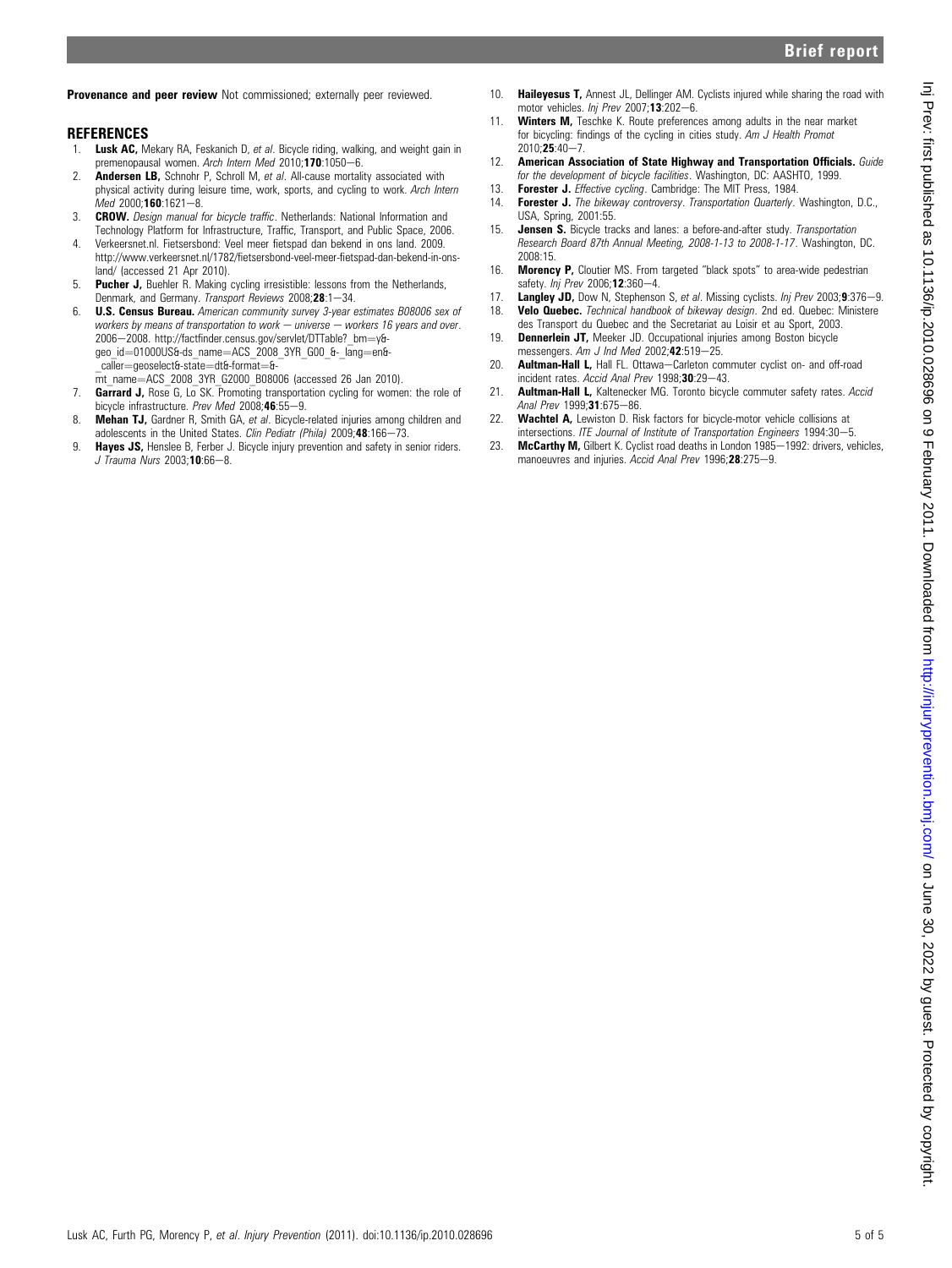**Provenance and peer review** Not commissioned; externally peer reviewed.

## REFERENCES

1. **Lusk AC,** Mekary RA, Feskanich D, *et al*. Bicycle riding, walking, and weight gain in premenopausal women. *Arch Intern Med* 2010;**170**:1050—6.
2. **Andersen LB,** Schnohr P, Schroll M, *et al*. All-cause mortality associated with physical activity during leisure time, work, sports, and cycling to work. *Arch Intern Med* 2000;**160**:1621—8.
3. **CROW.** *Design manual for bicycle traffic*. Netherlands: National Information and Technology Platform for Infrastructure, Traffic, Transport, and Public Space, 2006.
4. Verkeersnet.nl. Fietsersbond: Veel meer fietspad dan bekend in ons land. 2009. http://www.verkeersnet.nl/1782/fietsersbond-veel-meer-fietspad-dan-bekend-in-ons-land/ (accessed 21 Apr 2010).
5. **Pucher J,** Buehler R. Making cycling irresistible: lessons from the Netherlands, Denmark, and Germany. *Transport Reviews* 2008;**28**:1—34.
6. **U.S. Census Bureau.** *American community survey 3-year estimates B08006 sex of workers by means of transportation to work — universe — workers 16 years and over*. 2006—2008. http://factfinder.census.gov/servlet/DTTable?_bm=y&-geo_id=01000US&-ds_name=ACS_2008_3YR_G00_&-_lang=en&-_caller=geoselect&-state=dt&-format=&-mt_name=ACS_2008_3YR_G2000_B08006 (accessed 26 Jan 2010).
7. **Garrard J,** Rose G, Lo SK. Promoting transportation cycling for women: the role of bicycle infrastructure. *Prev Med* 2008;**46**:55—9.
8. **Mehan TJ,** Gardner R, Smith GA, *et al*. Bicycle-related injuries among children and adolescents in the United States. *Clin Pediatr (Phila)* 2009;**48**:166—73.
9. **Hayes JS,** Henslee B, Ferber J. Bicycle injury prevention and safety in senior riders. *J Trauma Nurs* 2003;**10**:66—8.
10. **Haileyesus T,** Annest JL, Dellinger AM. Cyclists injured while sharing the road with motor vehicles. *Inj Prev* 2007;**13**:202—6.
11. **Winters M,** Teschke K. Route preferences among adults in the near market for bicycling: findings of the cycling in cities study. *Am J Health Promot* 2010;**25**:40—7.
12. **American Association of State Highway and Transportation Officials.** *Guide for the development of bicycle facilities*. Washington, DC: AASHTO, 1999.
13. **Forester J.** *Effective cycling*. Cambridge: The MIT Press, 1984.
14. **Forester J.** *The bikeway controversy*. *Transportation Quarterly*. Washington, D.C., USA, Spring, 2001:55.
15. **Jensen S.** Bicycle tracks and lanes: a before-and-after study. *Transportation Research Board 87th Annual Meeting, 2008-1-13 to 2008-1-17*. Washington, DC. 2008:15.
16. **Morency P,** Cloutier MS. From targeted "black spots" to area-wide pedestrian safety. *Inj Prev* 2006;**12**:360—4.
17. **Langley JD,** Dow N, Stephenson S, *et al*. Missing cyclists. *Inj Prev* 2003;**9**:376—9.
18. **Velo Quebec.** *Technical handbook of bikeway design*. 2nd ed. Quebec: Ministere des Transport du Quebec and the Secretariat au Loisir et au Sport, 2003.
19. **Dennerlein JT,** Meeker JD. Occupational injuries among Boston bicycle messengers. *Am J Ind Med* 2002;**42**:519—25.
20. **Aultman-Hall L,** Hall FL. Ottawa—Carleton commuter cyclist on- and off-road incident rates. *Accid Anal Prev* 1998;**30**:29—43.
21. **Aultman-Hall L,** Kaltenecker MG. Toronto bicycle commuter safety rates. *Accid Anal Prev* 1999;**31**:675—86.
22. **Wachtel A,** Lewiston D. Risk factors for bicycle-motor vehicle collisions at intersections. *ITE Journal of Institute of Transportation Engineers* 1994:30—5.
23. **McCarthy M,** Gilbert K. Cyclist road deaths in London 1985—1992: drivers, vehicles, manoeuvres and injuries. *Accid Anal Prev* 1996;**28**:275—9.